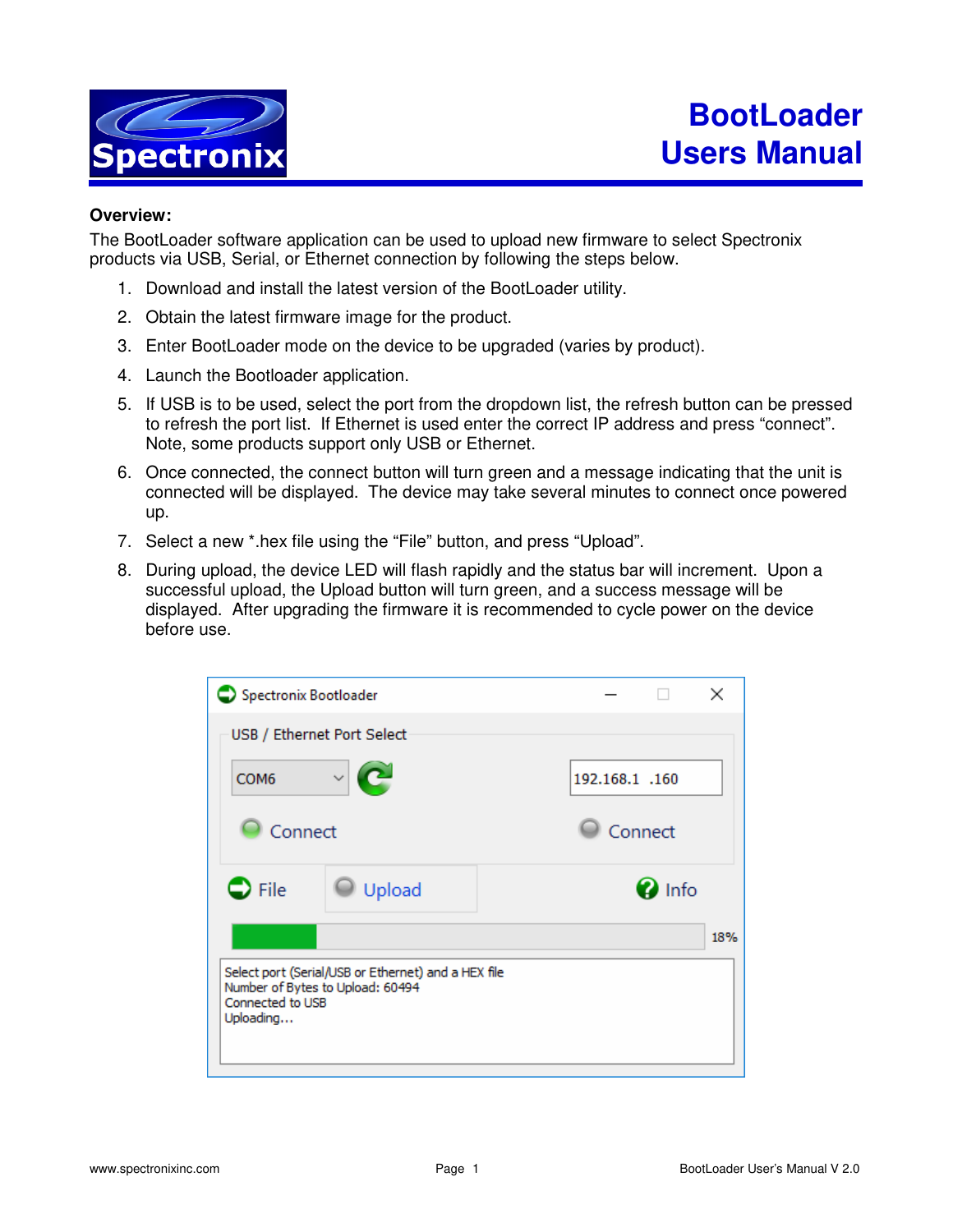# BootLoader Users Manual

**Overview:**

The BootLoader software application can be used to upload new firmware to select Spectronix products via USB, Serial, or Ethernet connection by following the steps below.

1. Download and install the latest version of the BootLoader utility.
2. Obtain the latest firmware image for the product.
3. Enter BootLoader mode on the device to be upgraded (varies by product).
4. Launch the Bootloader application.
5. If USB is to be used, select the port from the dropdown list, the refresh button can be pressed to refresh the port list. If Ethernet is used enter the correct IP address and press "connect". Note, some products support only USB or Ethernet.
6. Once connected, the connect button will turn green and a message indicating that the unit is connected will be displayed. The device may take several minutes to connect once powered up.
7. Select a new *.hex file using the "File" button, and press "Upload".
8. During upload, the device LED will flash rapidly and the status bar will increment. Upon a successful upload, the Upload button will turn green, and a success message will be displayed. After upgrading the firmware it is recommended to cycle power on the device before use.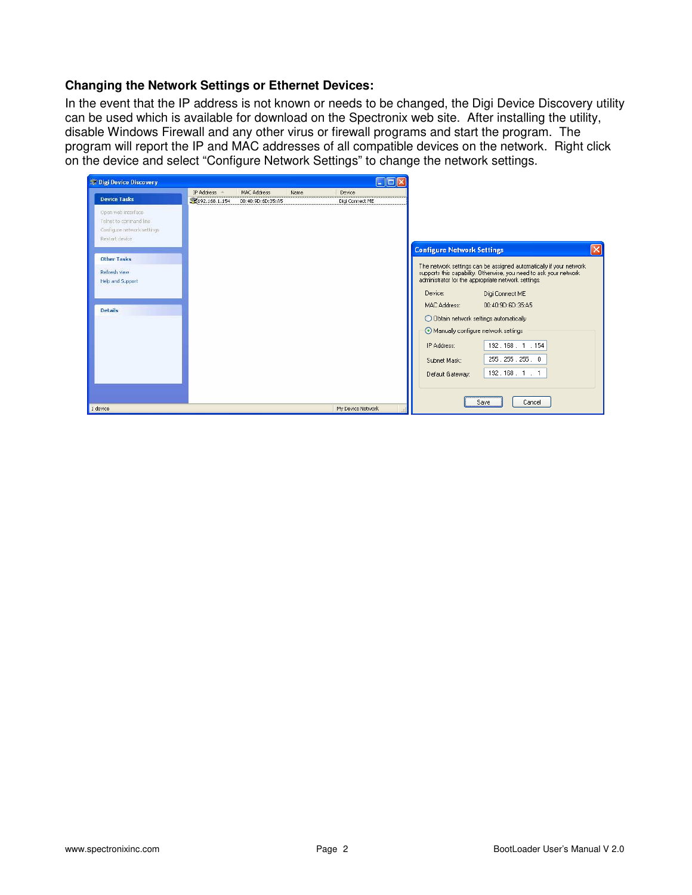**Changing the Network Settings or Ethernet Devices:**

In the event that the IP address is not known or needs to be changed, the Digi Device Discovery utility can be used which is available for download on the Spectronix web site. After installing the utility, disable Windows Firewall and any other virus or firewall programs and start the program. The program will report the IP and MAC addresses of all compatible devices on the network. Right click on the device and select "Configure Network Settings" to change the network settings.